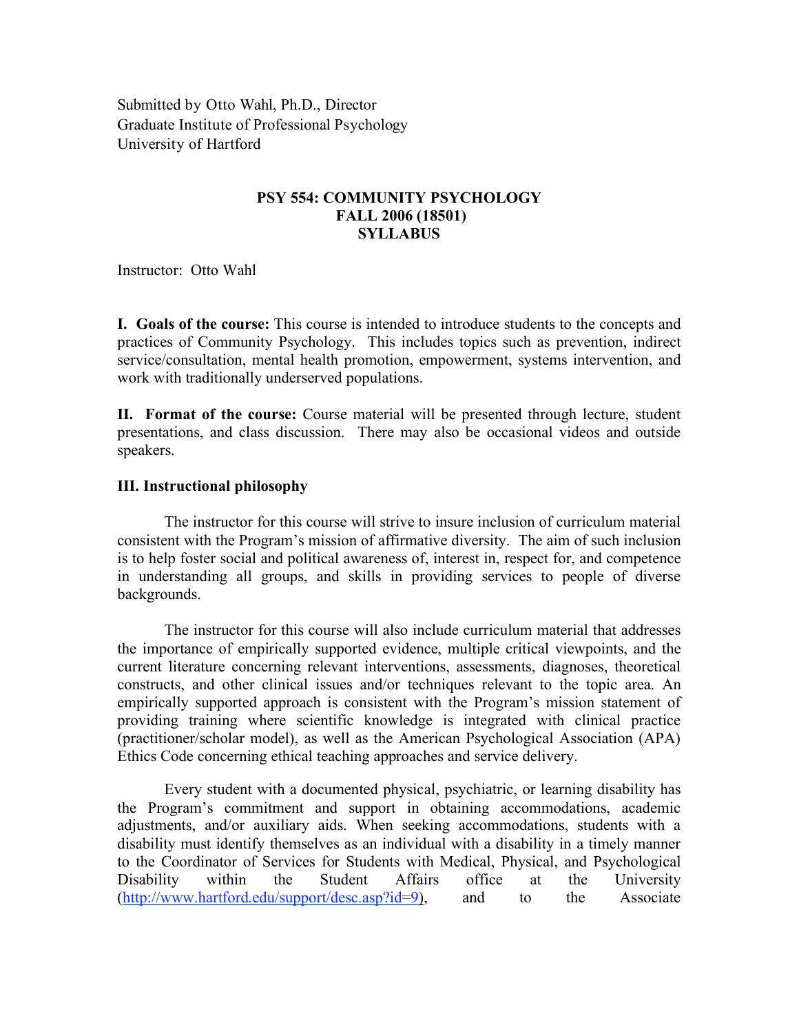Submitted by Otto Wahl, Ph.D., Director
Graduate Institute of Professional Psychology
University of Hartford

**PSY 554: COMMUNITY PSYCHOLOGY**
**FALL 2006 (18501)**
**SYLLABUS**

Instructor: Otto Wahl

**I. Goals of the course:** This course is intended to introduce students to the concepts and practices of Community Psychology. This includes topics such as prevention, indirect service/consultation, mental health promotion, empowerment, systems intervention, and work with traditionally underserved populations.

**II. Format of the course:** Course material will be presented through lecture, student presentations, and class discussion. There may also be occasional videos and outside speakers.

**III. Instructional philosophy**

The instructor for this course will strive to insure inclusion of curriculum material consistent with the Program's mission of affirmative diversity. The aim of such inclusion is to help foster social and political awareness of, interest in, respect for, and competence in understanding all groups, and skills in providing services to people of diverse backgrounds.

The instructor for this course will also include curriculum material that addresses the importance of empirically supported evidence, multiple critical viewpoints, and the current literature concerning relevant interventions, assessments, diagnoses, theoretical constructs, and other clinical issues and/or techniques relevant to the topic area. An empirically supported approach is consistent with the Program's mission statement of providing training where scientific knowledge is integrated with clinical practice (practitioner/scholar model), as well as the American Psychological Association (APA) Ethics Code concerning ethical teaching approaches and service delivery.

Every student with a documented physical, psychiatric, or learning disability has the Program's commitment and support in obtaining accommodations, academic adjustments, and/or auxiliary aids. When seeking accommodations, students with a disability must identify themselves as an individual with a disability in a timely manner to the Coordinator of Services for Students with Medical, Physical, and Psychological Disability within the Student Affairs office at the University (http://www.hartford.edu/support/desc.asp?id=9), and to the Associate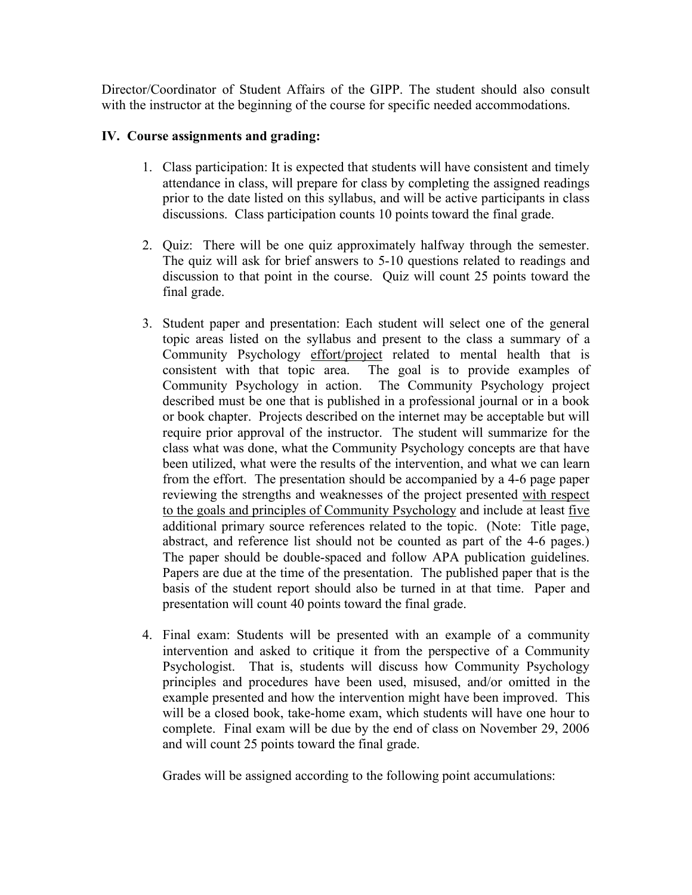Director/Coordinator of Student Affairs of the GIPP. The student should also consult with the instructor at the beginning of the course for specific needed accommodations.

## IV. Course assignments and grading:

1. Class participation: It is expected that students will have consistent and timely attendance in class, will prepare for class by completing the assigned readings prior to the date listed on this syllabus, and will be active participants in class discussions. Class participation counts 10 points toward the final grade.

2. Quiz: There will be one quiz approximately halfway through the semester. The quiz will ask for brief answers to 5-10 questions related to readings and discussion to that point in the course. Quiz will count 25 points toward the final grade.

3. Student paper and presentation: Each student will select one of the general topic areas listed on the syllabus and present to the class a summary of a Community Psychology <u>effort/project</u> related to mental health that is consistent with that topic area. The goal is to provide examples of Community Psychology in action. The Community Psychology project described must be one that is published in a professional journal or in a book or book chapter. Projects described on the internet may be acceptable but will require prior approval of the instructor. The student will summarize for the class what was done, what the Community Psychology concepts are that have been utilized, what were the results of the intervention, and what we can learn from the effort. The presentation should be accompanied by a 4-6 page paper reviewing the strengths and weaknesses of the project presented <u>with respect to the goals and principles of Community Psychology</u> and include at least <u>five</u> additional primary source references related to the topic. (Note: Title page, abstract, and reference list should not be counted as part of the 4-6 pages.) The paper should be double-spaced and follow APA publication guidelines. Papers are due at the time of the presentation. The published paper that is the basis of the student report should also be turned in at that time. Paper and presentation will count 40 points toward the final grade.

4. Final exam: Students will be presented with an example of a community intervention and asked to critique it from the perspective of a Community Psychologist. That is, students will discuss how Community Psychology principles and procedures have been used, misused, and/or omitted in the example presented and how the intervention might have been improved. This will be a closed book, take-home exam, which students will have one hour to complete. Final exam will be due by the end of class on November 29, 2006 and will count 25 points toward the final grade.

   Grades will be assigned according to the following point accumulations: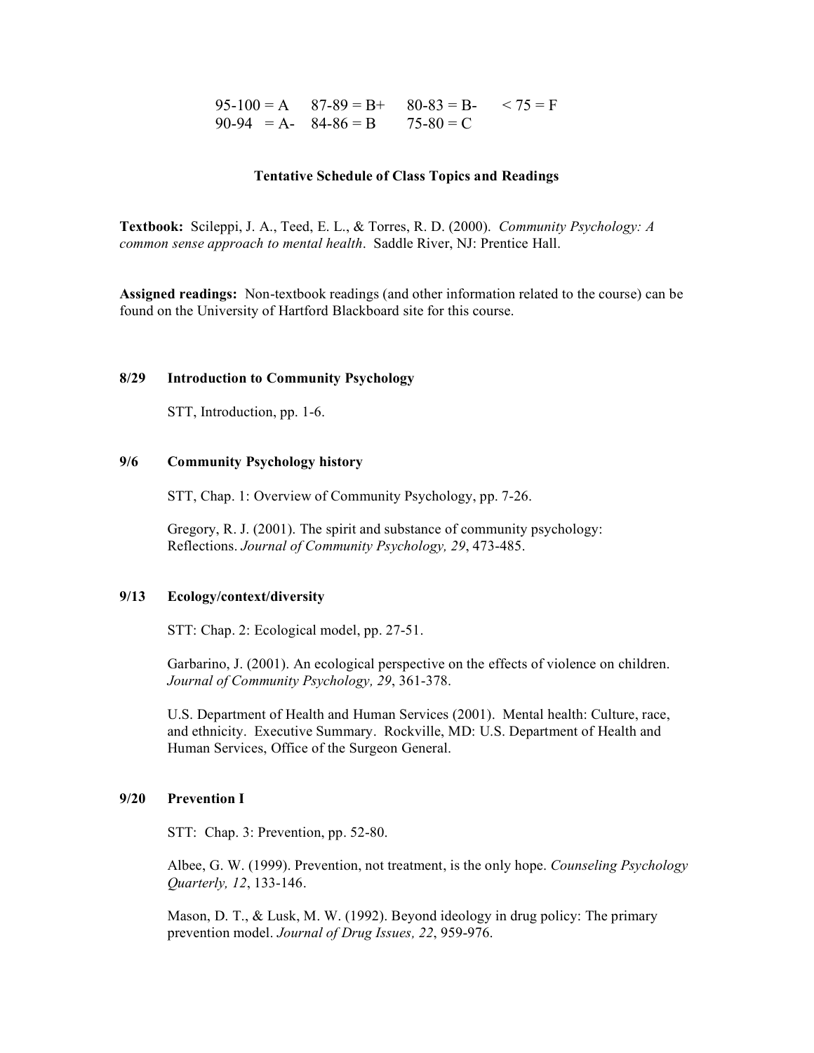| | | | |
|---|---|---|---|
| 95-100 = A | 87-89 = B+ | 80-83 = B- | < 75 = F |
| 90-94 = A- | 84-86 = B | 75-80 = C | |

**Tentative Schedule of Class Topics and Readings**

**Textbook:** Scileppi, J. A., Teed, E. L., & Torres, R. D. (2000). *Community Psychology: A common sense approach to mental health*. Saddle River, NJ: Prentice Hall.

**Assigned readings:** Non-textbook readings (and other information related to the course) can be found on the University of Hartford Blackboard site for this course.

**8/29 Introduction to Community Psychology**

STT, Introduction, pp. 1-6.

**9/6 Community Psychology history**

STT, Chap. 1: Overview of Community Psychology, pp. 7-26.

Gregory, R. J. (2001). The spirit and substance of community psychology: Reflections. *Journal of Community Psychology, 29*, 473-485.

**9/13 Ecology/context/diversity**

STT: Chap. 2: Ecological model, pp. 27-51.

Garbarino, J. (2001). An ecological perspective on the effects of violence on children. *Journal of Community Psychology, 29*, 361-378.

U.S. Department of Health and Human Services (2001). Mental health: Culture, race, and ethnicity. Executive Summary. Rockville, MD: U.S. Department of Health and Human Services, Office of the Surgeon General.

**9/20 Prevention I**

STT: Chap. 3: Prevention, pp. 52-80.

Albee, G. W. (1999). Prevention, not treatment, is the only hope. *Counseling Psychology Quarterly, 12*, 133-146.

Mason, D. T., & Lusk, M. W. (1992). Beyond ideology in drug policy: The primary prevention model. *Journal of Drug Issues, 22*, 959-976.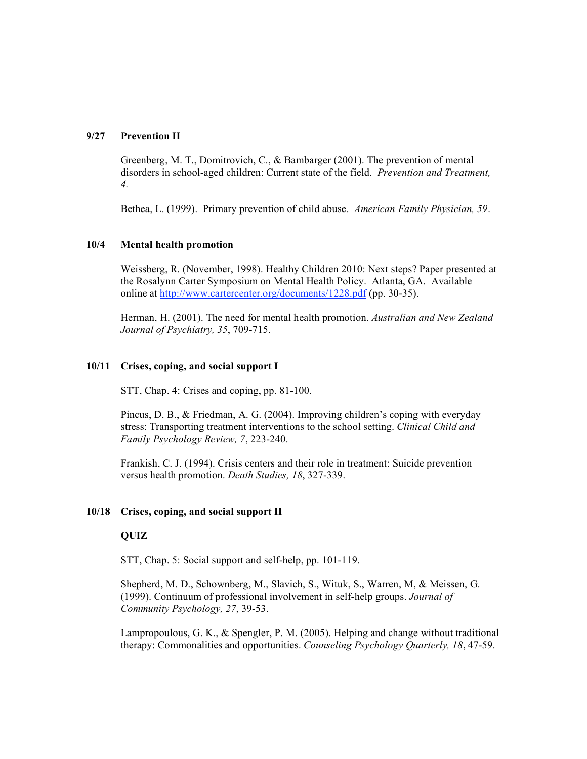**9/27 Prevention II**

Greenberg, M. T., Domitrovich, C., & Bambarger (2001). The prevention of mental disorders in school-aged children: Current state of the field. *Prevention and Treatment, 4*.

Bethea, L. (1999). Primary prevention of child abuse. *American Family Physician, 59*.

**10/4 Mental health promotion**

Weissberg, R. (November, 1998). Healthy Children 2010: Next steps? Paper presented at the Rosalynn Carter Symposium on Mental Health Policy. Atlanta, GA. Available online at [http://www.cartercenter.org/documents/1228.pdf](http://www.cartercenter.org/documents/1228.pdf) (pp. 30-35).

Herman, H. (2001). The need for mental health promotion. *Australian and New Zealand Journal of Psychiatry, 35*, 709-715.

**10/11 Crises, coping, and social support I**

STT, Chap. 4: Crises and coping, pp. 81-100.

Pincus, D. B., & Friedman, A. G. (2004). Improving children's coping with everyday stress: Transporting treatment interventions to the school setting. *Clinical Child and Family Psychology Review, 7*, 223-240.

Frankish, C. J. (1994). Crisis centers and their role in treatment: Suicide prevention versus health promotion. *Death Studies, 18*, 327-339.

**10/18 Crises, coping, and social support II**

**QUIZ**

STT, Chap. 5: Social support and self-help, pp. 101-119.

Shepherd, M. D., Schownberg, M., Slavich, S., Wituk, S., Warren, M, & Meissen, G. (1999). Continuum of professional involvement in self-help groups. *Journal of Community Psychology, 27*, 39-53.

Lampropoulous, G. K., & Spengler, P. M. (2005). Helping and change without traditional therapy: Commonalities and opportunities. *Counseling Psychology Quarterly, 18*, 47-59.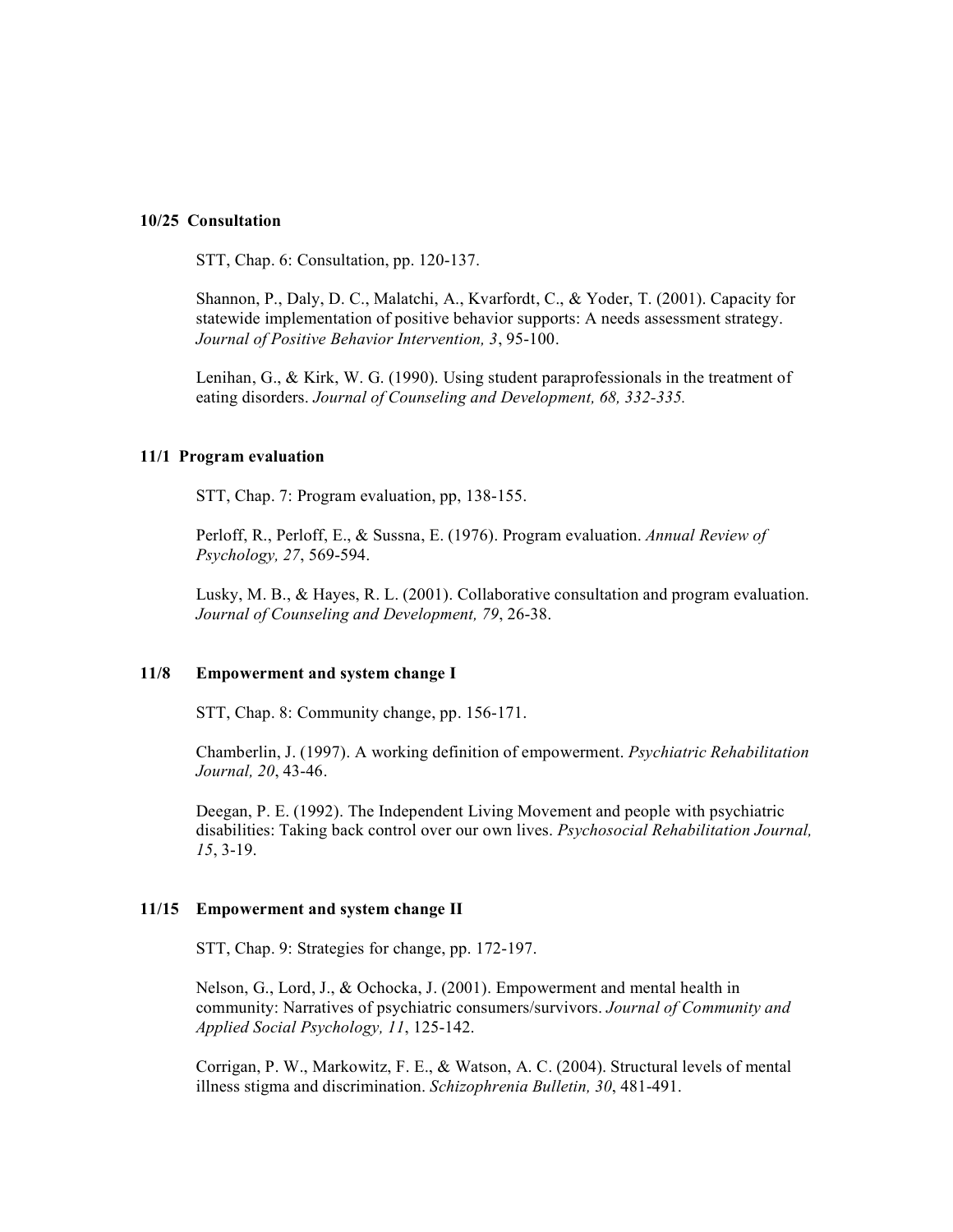**10/25 Consultation**

STT, Chap. 6: Consultation, pp. 120-137.

Shannon, P., Daly, D. C., Malatchi, A., Kvarfordt, C., & Yoder, T. (2001). Capacity for statewide implementation of positive behavior supports: A needs assessment strategy. *Journal of Positive Behavior Intervention, 3*, 95-100.

Lenihan, G., & Kirk, W. G. (1990). Using student paraprofessionals in the treatment of eating disorders. *Journal of Counseling and Development, 68, 332-335.*

**11/1 Program evaluation**

STT, Chap. 7: Program evaluation, pp, 138-155.

Perloff, R., Perloff, E., & Sussna, E. (1976). Program evaluation. *Annual Review of Psychology, 27*, 569-594.

Lusky, M. B., & Hayes, R. L. (2001). Collaborative consultation and program evaluation. *Journal of Counseling and Development, 79*, 26-38.

**11/8 Empowerment and system change I**

STT, Chap. 8: Community change, pp. 156-171.

Chamberlin, J. (1997). A working definition of empowerment. *Psychiatric Rehabilitation Journal, 20*, 43-46.

Deegan, P. E. (1992). The Independent Living Movement and people with psychiatric disabilities: Taking back control over our own lives. *Psychosocial Rehabilitation Journal, 15*, 3-19.

**11/15 Empowerment and system change II**

STT, Chap. 9: Strategies for change, pp. 172-197.

Nelson, G., Lord, J., & Ochocka, J. (2001). Empowerment and mental health in community: Narratives of psychiatric consumers/survivors. *Journal of Community and Applied Social Psychology, 11*, 125-142.

Corrigan, P. W., Markowitz, F. E., & Watson, A. C. (2004). Structural levels of mental illness stigma and discrimination. *Schizophrenia Bulletin, 30*, 481-491.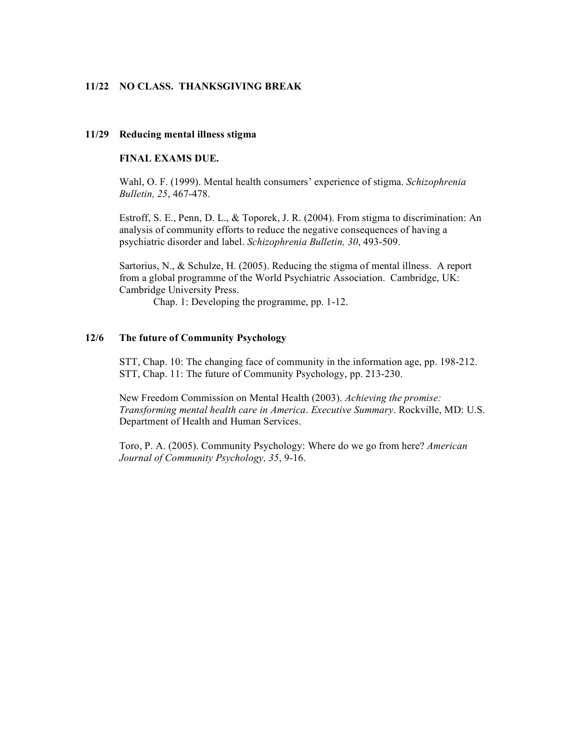**11/22 NO CLASS. THANKSGIVING BREAK**

**11/29 Reducing mental illness stigma**

**FINAL EXAMS DUE.**

Wahl, O. F. (1999). Mental health consumers' experience of stigma. *Schizophrenia Bulletin, 25*, 467-478.

Estroff, S. E., Penn, D. L., & Toporek, J. R. (2004). From stigma to discrimination: An analysis of community efforts to reduce the negative consequences of having a psychiatric disorder and label. *Schizophrenia Bulletin, 30*, 493-509.

Sartorius, N., & Schulze, H. (2005). Reducing the stigma of mental illness. A report from a global programme of the World Psychiatric Association. Cambridge, UK: Cambridge University Press.
Chap. 1: Developing the programme, pp. 1-12.

**12/6 The future of Community Psychology**

STT, Chap. 10: The changing face of community in the information age, pp. 198-212.
STT, Chap. 11: The future of Community Psychology, pp. 213-230.

New Freedom Commission on Mental Health (2003). *Achieving the promise: Transforming mental health care in America*. *Executive Summary*. Rockville, MD: U.S. Department of Health and Human Services.

Toro, P. A. (2005). Community Psychology: Where do we go from here? *American Journal of Community Psychology, 35*, 9-16.